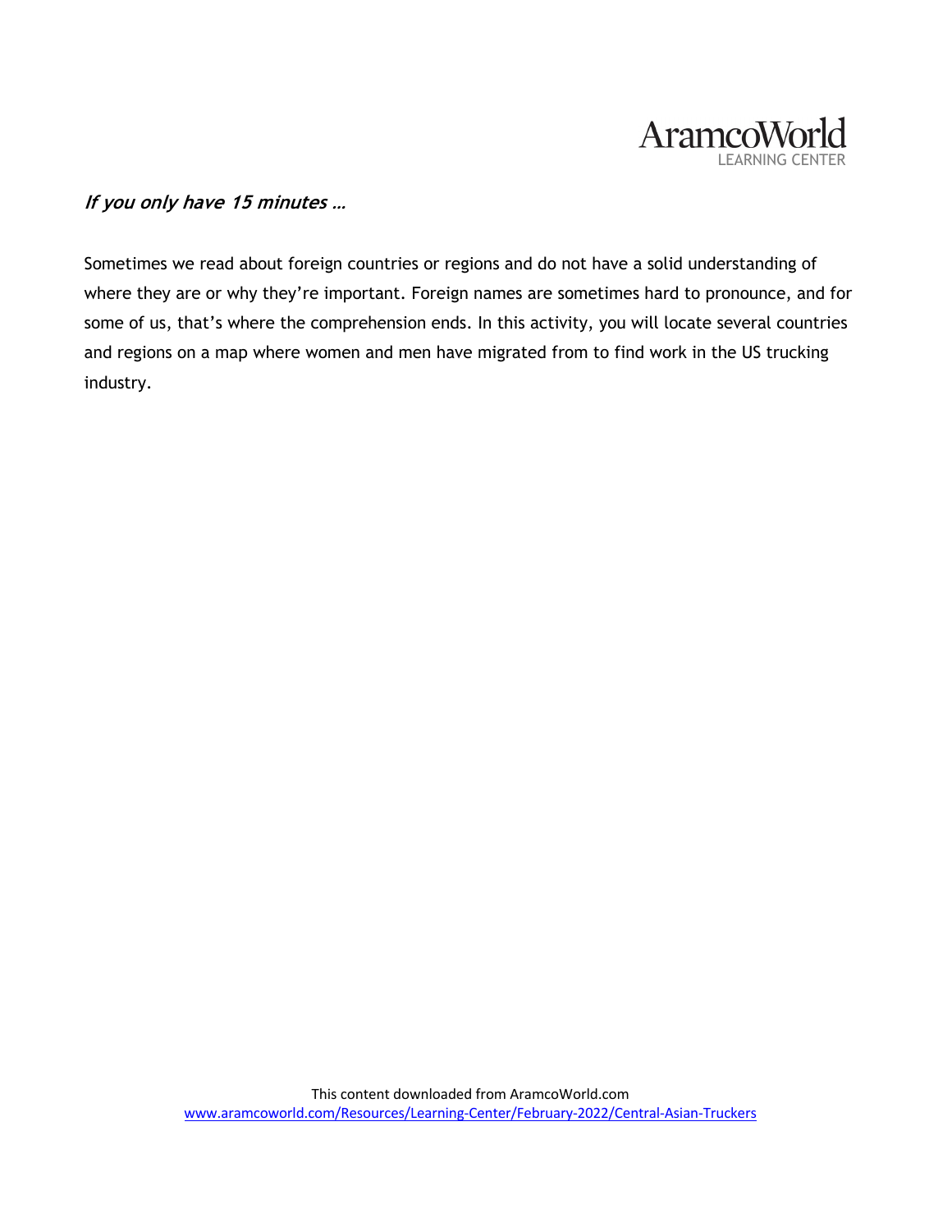***If you only have 15 minutes …***

Sometimes we read about foreign countries or regions and do not have a solid understanding of where they are or why they're important. Foreign names are sometimes hard to pronounce, and for some of us, that's where the comprehension ends. In this activity, you will locate several countries and regions on a map where women and men have migrated from to find work in the US trucking industry.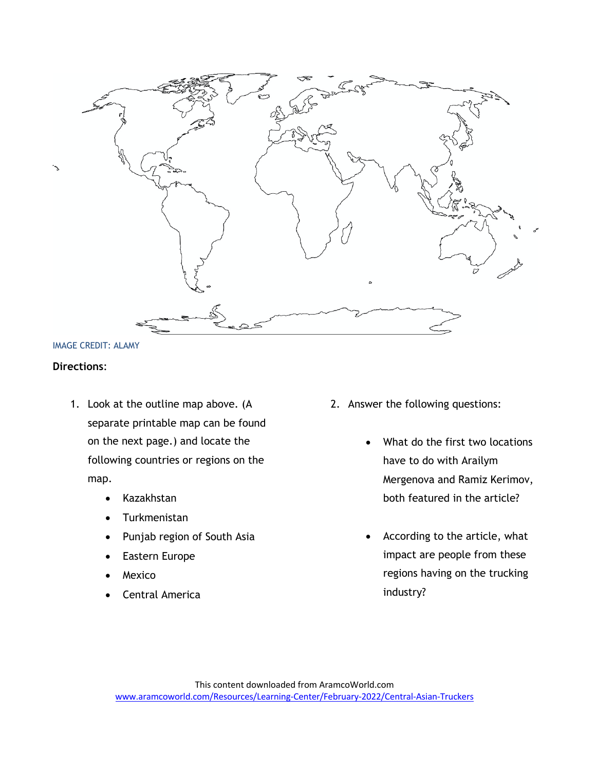IMAGE CREDIT: ALAMY

**Directions**:

1. Look at the outline map above. (A separate printable map can be found on the next page.) and locate the following countries or regions on the map.
   - Kazakhstan
   - Turkmenistan
   - Punjab region of South Asia
   - Eastern Europe
   - Mexico
   - Central America

2. Answer the following questions:
   - What do the first two locations have to do with Arailym Mergenova and Ramiz Kerimov, both featured in the article?
   - According to the article, what impact are people from these regions having on the trucking industry?

This content downloaded from AramcoWorld.com
www.aramcoworld.com/Resources/Learning-Center/February-2022/Central-Asian-Truckers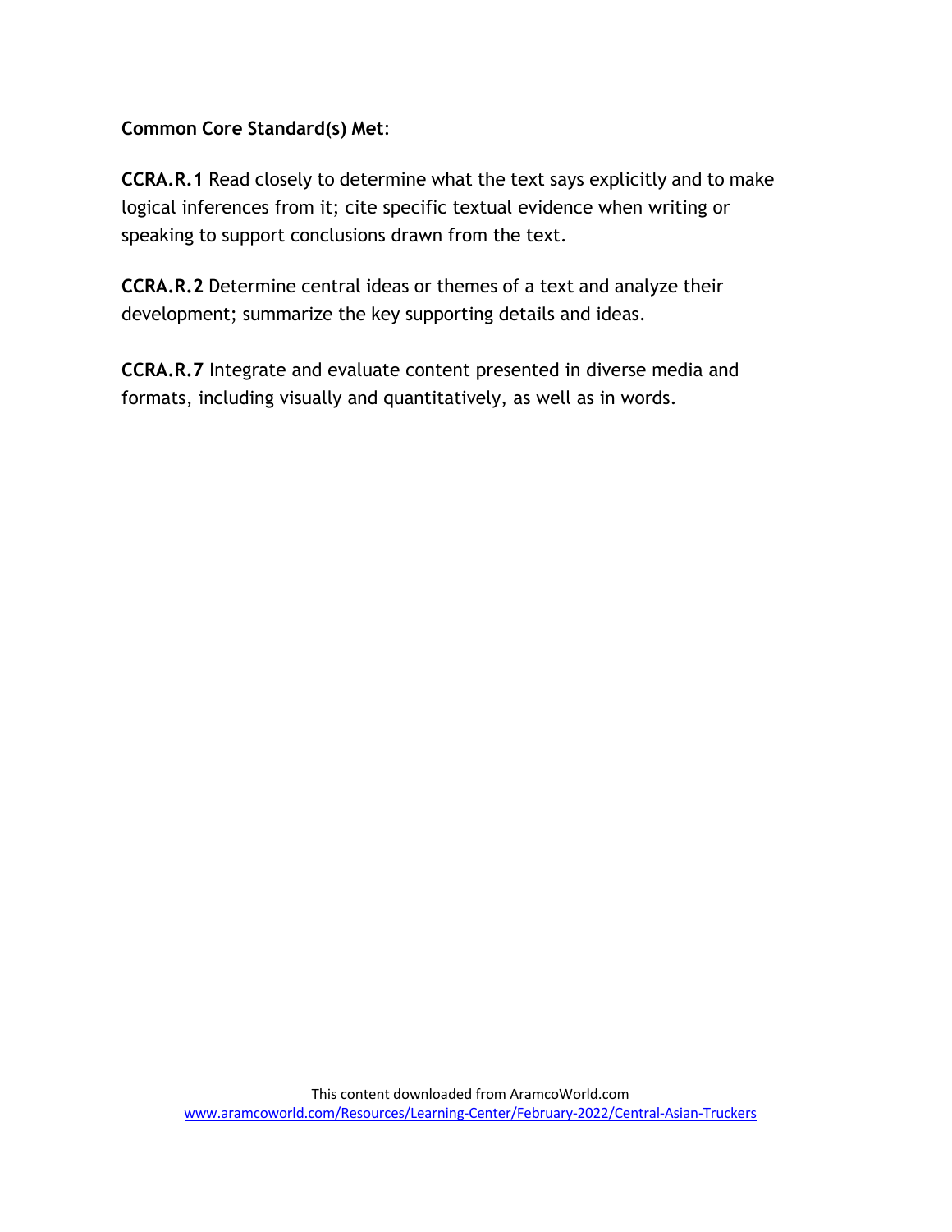**Common Core Standard(s) Met**:

**CCRA.R.1** Read closely to determine what the text says explicitly and to make logical inferences from it; cite specific textual evidence when writing or speaking to support conclusions drawn from the text.

**CCRA.R.2** Determine central ideas or themes of a text and analyze their development; summarize the key supporting details and ideas.

**CCRA.R.7** Integrate and evaluate content presented in diverse media and formats, including visually and quantitatively, as well as in words.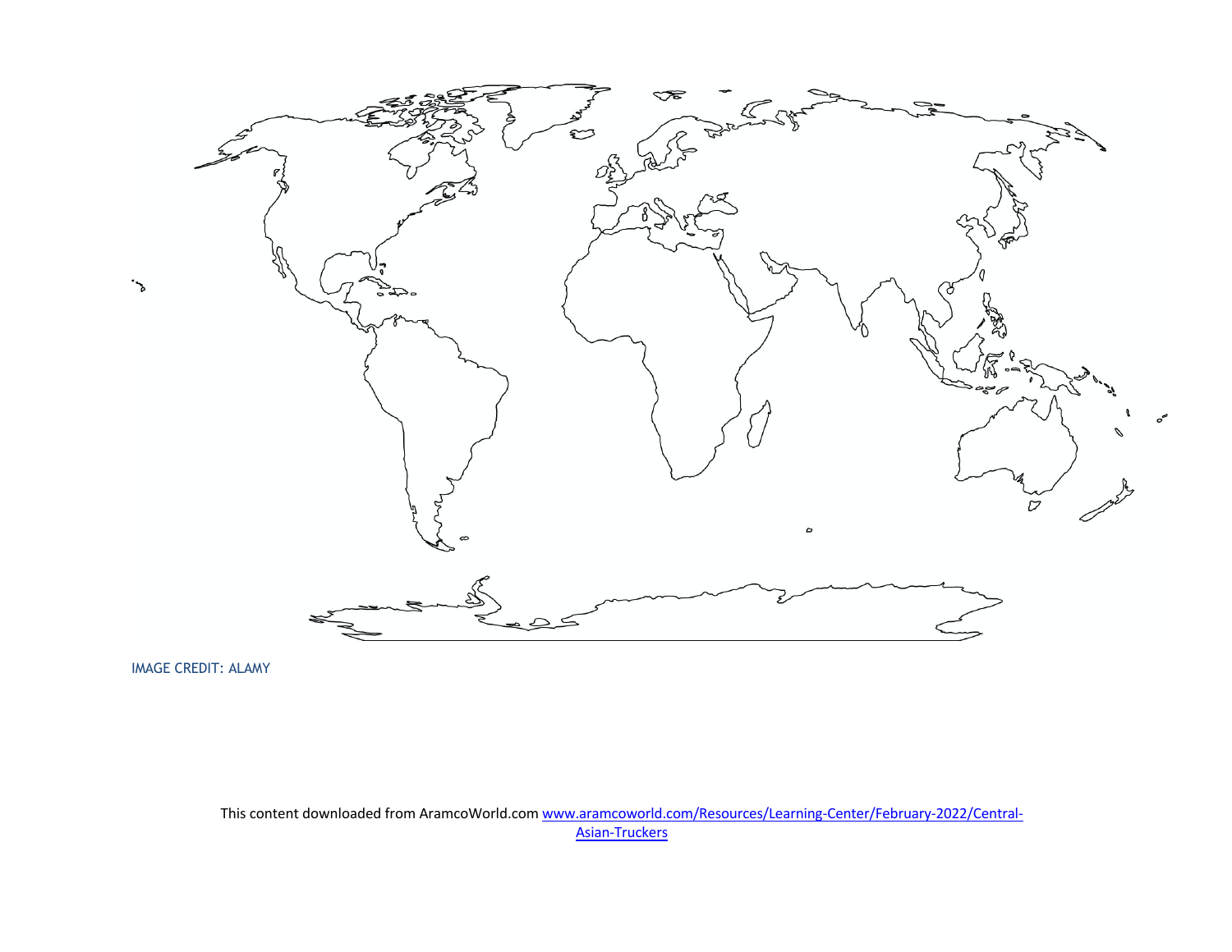IMAGE CREDIT: ALAMY

This content downloaded from AramcoWorld.com [www.aramcoworld.com/Resources/Learning-Center/February-2022/Central-Asian-Truckers](www.aramcoworld.com/Resources/Learning-Center/February-2022/Central-Asian-Truckers)